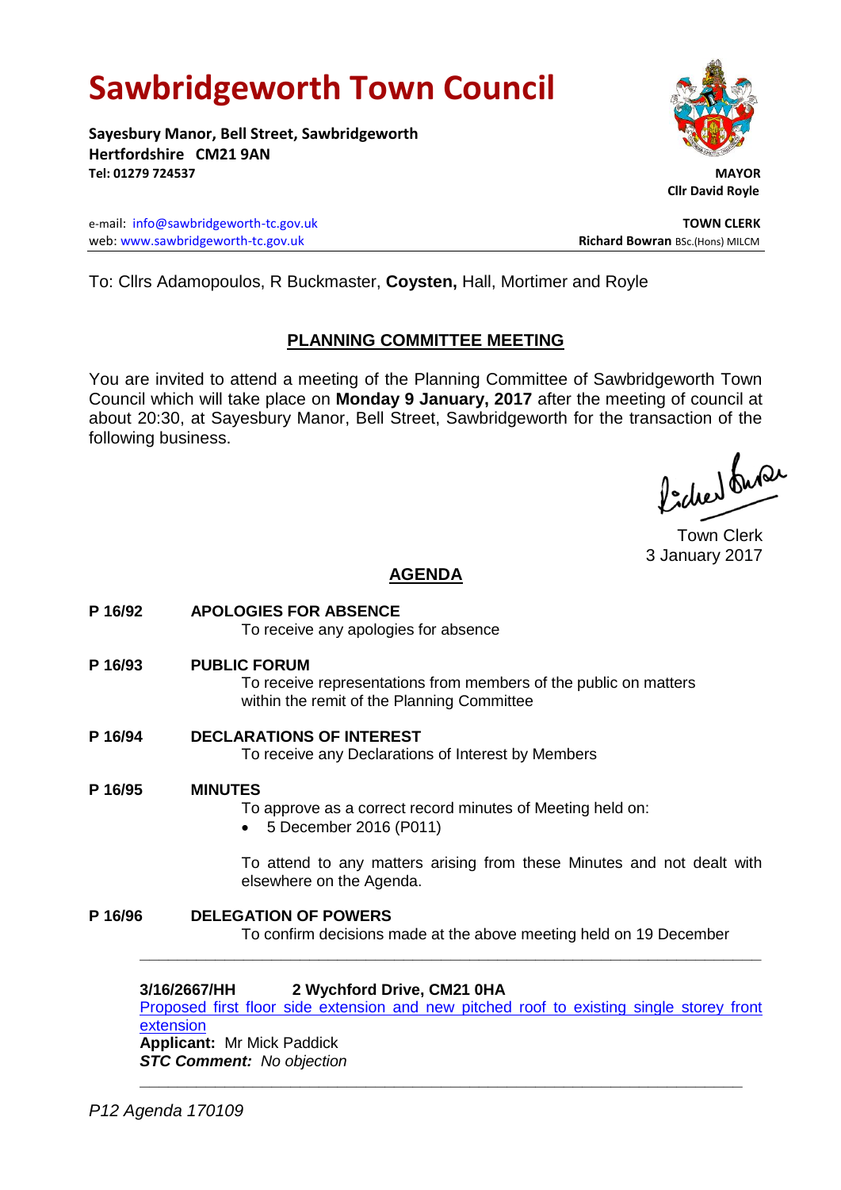# Sawbridgeworth Town Council

**Sayesbury Manor, Bell Street, Sawbridgeworth**
**Hertfordshire CM21 9AN**
**Tel: 01279 724537**

**MAYOR**
**Cllr David Royle**

e-mail: info@sawbridgeworth-tc.gov.uk
web: www.sawbridgeworth-tc.gov.uk

**TOWN CLERK**
**Richard Bowran** BSc.(Hons) MILCM

To: Cllrs Adamopoulos, R Buckmaster, **Coysten,** Hall, Mortimer and Royle

## PLANNING COMMITTEE MEETING

You are invited to attend a meeting of the Planning Committee of Sawbridgeworth Town Council which will take place on **Monday 9 January, 2017** after the meeting of council at about 20:30, at Sayesbury Manor, Bell Street, Sawbridgeworth for the transaction of the following business.

Town Clerk
3 January 2017

## AGENDA

**P 16/92 APOLOGIES FOR ABSENCE**
To receive any apologies for absence

**P 16/93 PUBLIC FORUM**
To receive representations from members of the public on matters within the remit of the Planning Committee

**P 16/94 DECLARATIONS OF INTEREST**
To receive any Declarations of Interest by Members

**P 16/95 MINUTES**
To approve as a correct record minutes of Meeting held on:

- 5 December 2016 (P011)

To attend to any matters arising from these Minutes and not dealt with elsewhere on the Agenda.

**P 16/96 DELEGATION OF POWERS**
To confirm decisions made at the above meeting held on 19 December

---

**3/16/2667/HH 2 Wychford Drive, CM21 0HA**
Proposed first floor side extension and new pitched roof to existing single storey front extension
**Applicant:** Mr Mick Paddick
***STC Comment:*** *No objection*

---

*P12 Agenda 170109*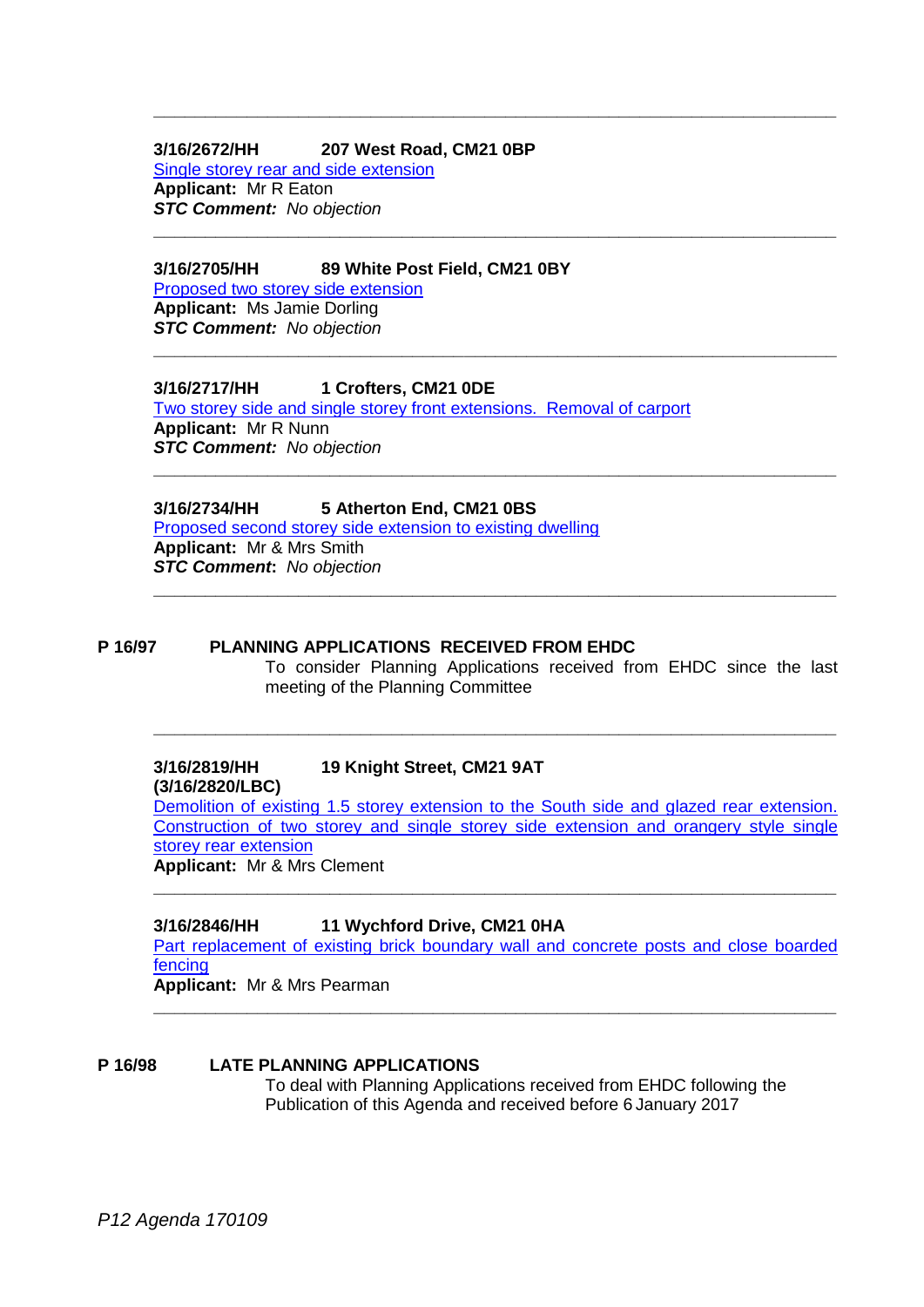---

**3/16/2672/HH        207 West Road, CM21 0BP**
Single storey rear and side extension
**Applicant:** Mr R Eaton
***STC Comment:*** *No objection*

---

**3/16/2705/HH        89 White Post Field, CM21 0BY**
Proposed two storey side extension
**Applicant:** Ms Jamie Dorling
***STC Comment:*** *No objection*

---

**3/16/2717/HH        1 Crofters, CM21 0DE**
Two storey side and single storey front extensions. Removal of carport
**Applicant:** Mr R Nunn
***STC Comment:*** *No objection*

---

**3/16/2734/HH        5 Atherton End, CM21 0BS**
Proposed second storey side extension to existing dwelling
**Applicant:** Mr & Mrs Smith
***STC Comment*:** *No objection*

---

**P 16/97        PLANNING APPLICATIONS RECEIVED FROM EHDC**

To consider Planning Applications received from EHDC since the last meeting of the Planning Committee

---

**3/16/2819/HH        19 Knight Street, CM21 9AT**
**(3/16/2820/LBC)**
Demolition of existing 1.5 storey extension to the South side and glazed rear extension. Construction of two storey and single storey side extension and orangery style single storey rear extension
**Applicant:** Mr & Mrs Clement

---

**3/16/2846/HH        11 Wychford Drive, CM21 0HA**
Part replacement of existing brick boundary wall and concrete posts and close boarded fencing
**Applicant:** Mr & Mrs Pearman

---

**P 16/98        LATE PLANNING APPLICATIONS**

To deal with Planning Applications received from EHDC following the Publication of this Agenda and received before 6 January 2017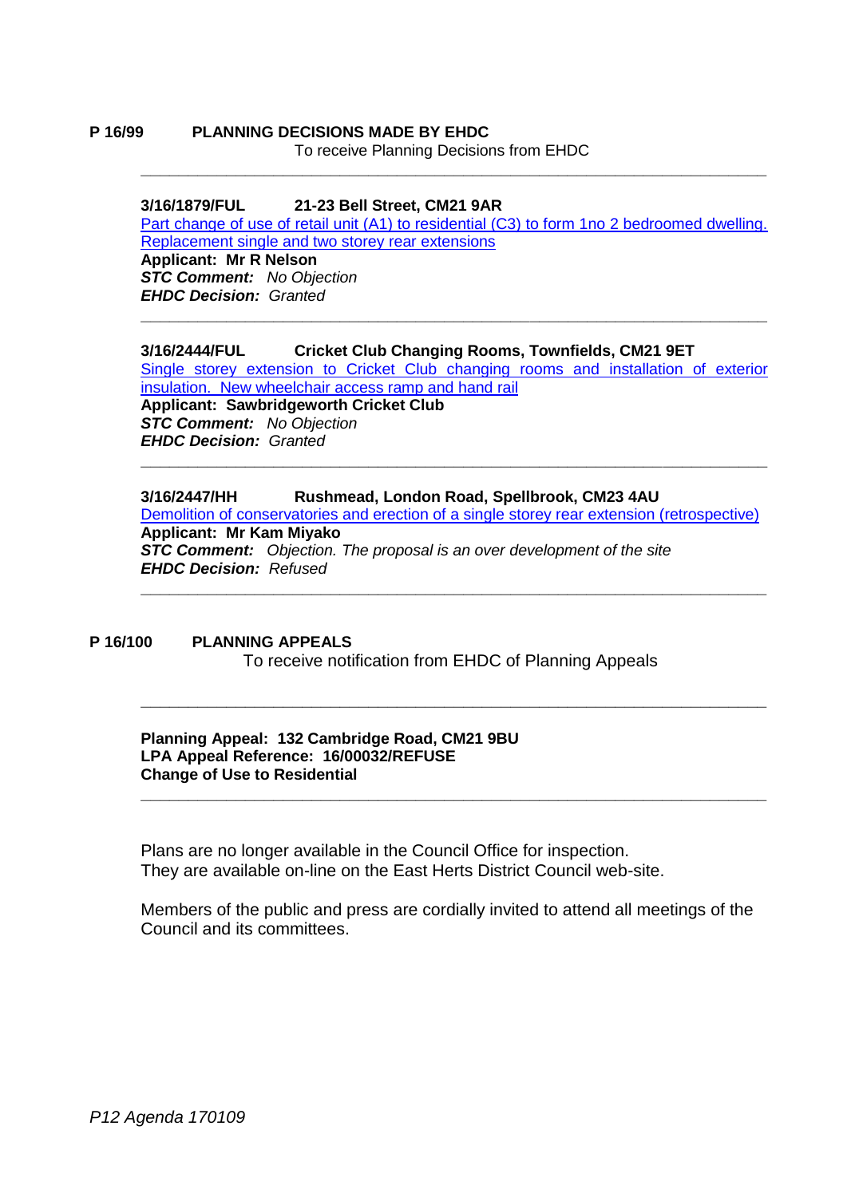## P 16/99 PLANNING DECISIONS MADE BY EHDC

To receive Planning Decisions from EHDC

---

**3/16/1879/FUL 21-23 Bell Street, CM21 9AR**

Part change of use of retail unit (A1) to residential (C3) to form 1no 2 bedroomed dwelling. Replacement single and two storey rear extensions

**Applicant: Mr R Nelson**

***STC Comment:*** *No Objection*

***EHDC Decision:*** *Granted*

---

**3/16/2444/FUL Cricket Club Changing Rooms, Townfields, CM21 9ET**

Single storey extension to Cricket Club changing rooms and installation of exterior insulation. New wheelchair access ramp and hand rail

**Applicant: Sawbridgeworth Cricket Club**

***STC Comment:*** *No Objection*

***EHDC Decision:*** *Granted*

---

**3/16/2447/HH Rushmead, London Road, Spellbrook, CM23 4AU**

Demolition of conservatories and erection of a single storey rear extension (retrospective)

**Applicant: Mr Kam Miyako**

***STC Comment:*** *Objection. The proposal is an over development of the site*

***EHDC Decision:*** *Refused*

---

## P 16/100 PLANNING APPEALS

To receive notification from EHDC of Planning Appeals

---

**Planning Appeal: 132 Cambridge Road, CM21 9BU**
**LPA Appeal Reference: 16/00032/REFUSE**
**Change of Use to Residential**

---

Plans are no longer available in the Council Office for inspection.
They are available on-line on the East Herts District Council web-site.

Members of the public and press are cordially invited to attend all meetings of the Council and its committees.

*P12 Agenda 170109*